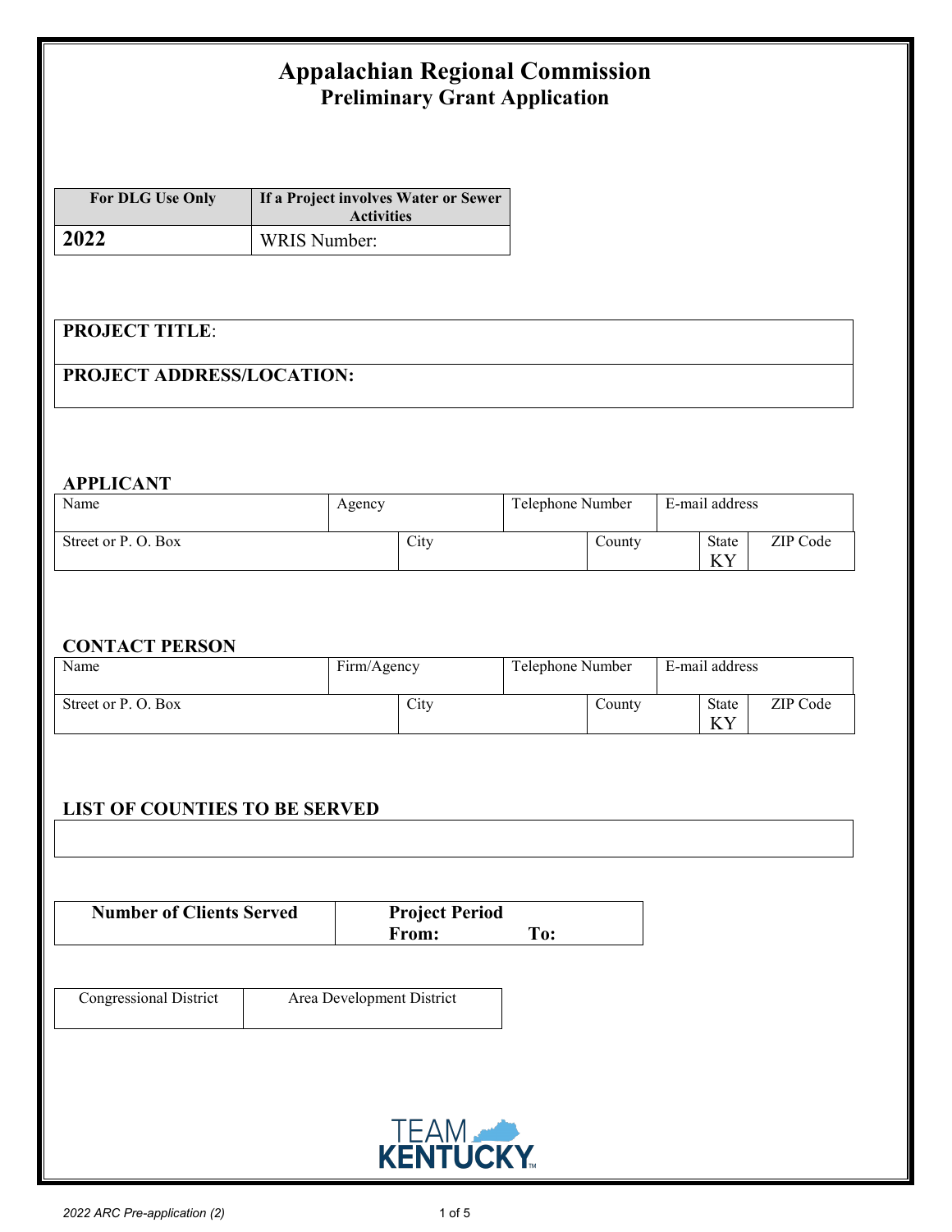# Appalachian Regional Commission
## Preliminary Grant Application

| For DLG Use Only | If a Project involves Water or Sewer Activities |
|---|---|
| **2022** | WRIS Number: |

| **PROJECT TITLE**: |
|---|
| **PROJECT ADDRESS/LOCATION:** |

**APPLICANT**

| Name | Agency | Telephone Number | E-mail address | |
|---|---|---|---|---|
| Street or P. O. Box | City | County | State KY | ZIP Code |

**CONTACT PERSON**

| Name | Firm/Agency | Telephone Number | E-mail address | |
|---|---|---|---|---|
| Street or P. O. Box | City | County | State KY | ZIP Code |

**LIST OF COUNTIES TO BE SERVED**

| |
|---|
| |

| **Number of Clients Served** | **Project Period** **From:** **To:** |
|---|---|
| | |

| Congressional District | Area Development District |
|---|---|
| | |

TEAM KENTUCKY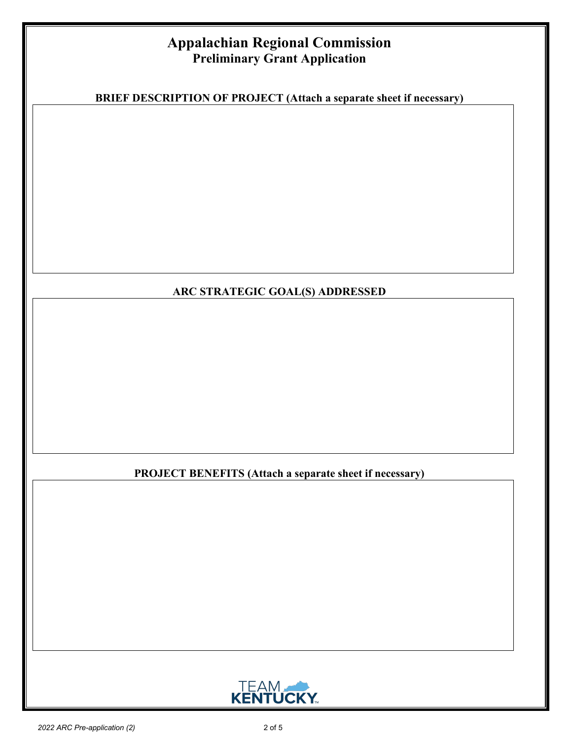# Appalachian Regional Commission
## Preliminary Grant Application

**BRIEF DESCRIPTION OF PROJECT (Attach a separate sheet if necessary)**

**ARC STRATEGIC GOAL(S) ADDRESSED**

**PROJECT BENEFITS (Attach a separate sheet if necessary)**

TEAM KENTUCKY

*2022 ARC Pre-application (2)*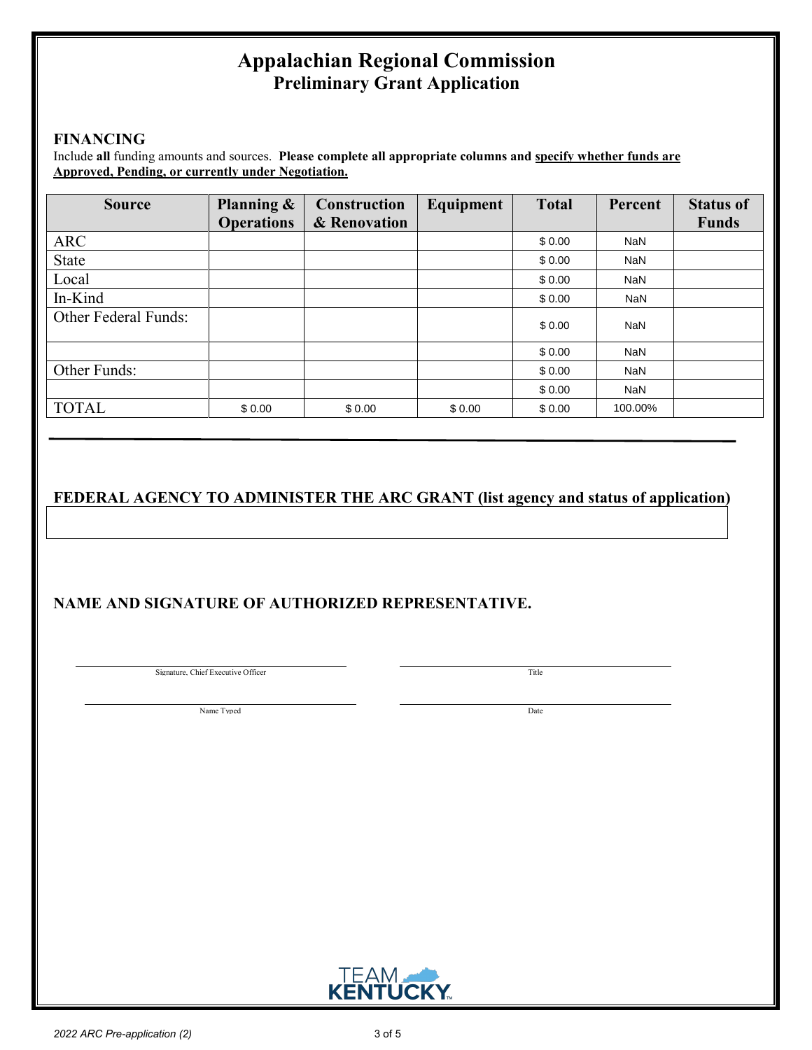# Appalachian Regional Commission
## Preliminary Grant Application

### FINANCING

Include **all** funding amounts and sources. **Please complete all appropriate columns and <u>specify whether funds are Approved, Pending, or currently under Negotiation.</u>**

| Source | Planning & Operations | Construction & Renovation | Equipment | Total | Percent | Status of Funds |
|---|---|---|---|---|---|---|
| ARC | | | | $ 0.00 | NaN | |
| State | | | | $ 0.00 | NaN | |
| Local | | | | $ 0.00 | NaN | |
| In-Kind | | | | $ 0.00 | NaN | |
| Other Federal Funds: | | | | $ 0.00 | NaN | |
| | | | | $ 0.00 | NaN | |
| Other Funds: | | | | $ 0.00 | NaN | |
| | | | | $ 0.00 | NaN | |
| TOTAL | $ 0.00 | $ 0.00 | $ 0.00 | $ 0.00 | 100.00% | |

---

### FEDERAL AGENCY TO ADMINISTER THE ARC GRANT (list agency and status of application)

### NAME AND SIGNATURE OF AUTHORIZED REPRESENTATIVE.

Signature, Chief Executive Officer ______________________ Title ______________________

Name Typed ______________________ Date ______________________

TEAM KENTUCKY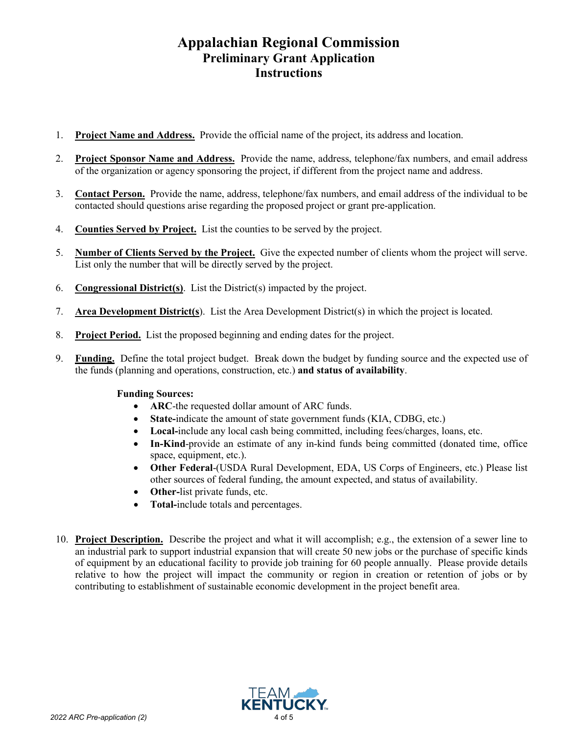# Appalachian Regional Commission
## Preliminary Grant Application
## Instructions

1. **Project Name and Address.** Provide the official name of the project, its address and location.

2. **Project Sponsor Name and Address.** Provide the name, address, telephone/fax numbers, and email address of the organization or agency sponsoring the project, if different from the project name and address.

3. **Contact Person.** Provide the name, address, telephone/fax numbers, and email address of the individual to be contacted should questions arise regarding the proposed project or grant pre-application.

4. **Counties Served by Project.** List the counties to be served by the project.

5. **Number of Clients Served by the Project.** Give the expected number of clients whom the project will serve. List only the number that will be directly served by the project.

6. **Congressional District(s)**. List the District(s) impacted by the project.

7. **Area Development District(s**). List the Area Development District(s) in which the project is located.

8. **Project Period.** List the proposed beginning and ending dates for the project.

9. **Funding.** Define the total project budget. Break down the budget by funding source and the expected use of the funds (planning and operations, construction, etc.) **and status of availability**.

   **Funding Sources:**
   - **ARC**-the requested dollar amount of ARC funds.
   - **State-**indicate the amount of state government funds (KIA, CDBG, etc.)
   - **Local-**include any local cash being committed, including fees/charges, loans, etc.
   - **In-Kind**-provide an estimate of any in-kind funds being committed (donated time, office space, equipment, etc.).
   - **Other Federal**-(USDA Rural Development, EDA, US Corps of Engineers, etc.) Please list other sources of federal funding, the amount expected, and status of availability.
   - **Other-**list private funds, etc.
   - **Total-**include totals and percentages.

10. **Project Description.** Describe the project and what it will accomplish; e.g., the extension of a sewer line to an industrial park to support industrial expansion that will create 50 new jobs or the purchase of specific kinds of equipment by an educational facility to provide job training for 60 people annually. Please provide details relative to how the project will impact the community or region in creation or retention of jobs or by contributing to establishment of sustainable economic development in the project benefit area.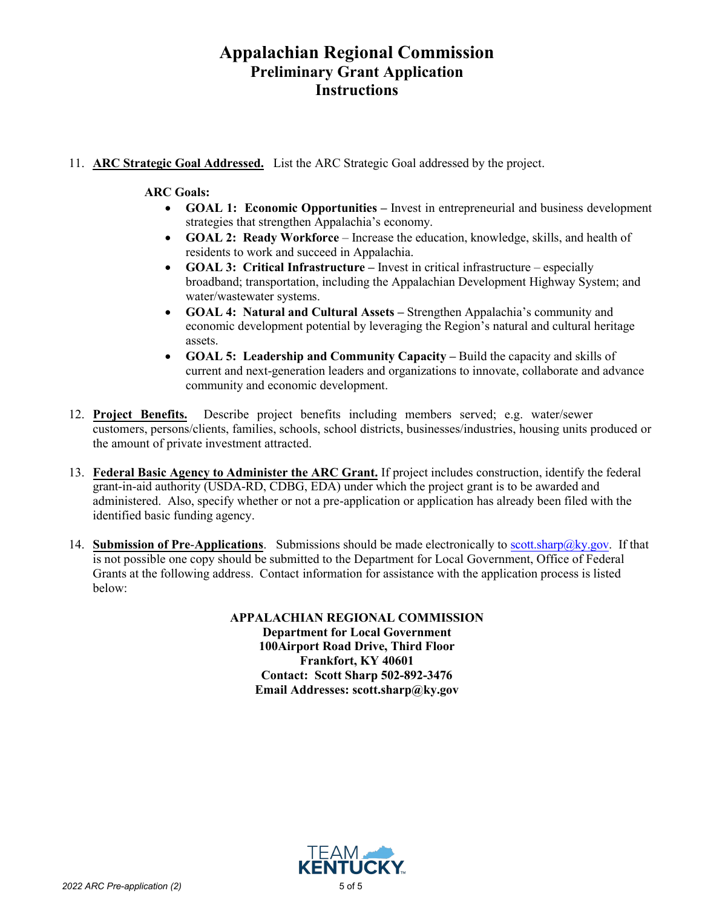# Appalachian Regional Commission
## Preliminary Grant Application
## Instructions

11. **ARC Strategic Goal Addressed.** List the ARC Strategic Goal addressed by the project.

    **ARC Goals:**
    - **GOAL 1: Economic Opportunities –** Invest in entrepreneurial and business development strategies that strengthen Appalachia's economy.
    - **GOAL 2: Ready Workforce** – Increase the education, knowledge, skills, and health of residents to work and succeed in Appalachia.
    - **GOAL 3: Critical Infrastructure –** Invest in critical infrastructure – especially broadband; transportation, including the Appalachian Development Highway System; and water/wastewater systems.
    - **GOAL 4: Natural and Cultural Assets –** Strengthen Appalachia's community and economic development potential by leveraging the Region's natural and cultural heritage assets.
    - **GOAL 5: Leadership and Community Capacity –** Build the capacity and skills of current and next-generation leaders and organizations to innovate, collaborate and advance community and economic development.

12. **Project Benefits.** Describe project benefits including members served; e.g. water/sewer customers, persons/clients, families, schools, school districts, businesses/industries, housing units produced or the amount of private investment attracted.

13. **Federal Basic Agency to Administer the ARC Grant.** If project includes construction, identify the federal grant-in-aid authority (USDA-RD, CDBG, EDA) under which the project grant is to be awarded and administered. Also, specify whether or not a pre-application or application has already been filed with the identified basic funding agency.

14. **Submission of Pre-Applications**. Submissions should be made electronically to scott.sharp@ky.gov. If that is not possible one copy should be submitted to the Department for Local Government, Office of Federal Grants at the following address. Contact information for assistance with the application process is listed below:

**APPALACHIAN REGIONAL COMMISSION**
**Department for Local Government**
**100Airport Road Drive, Third Floor**
**Frankfort, KY 40601**
**Contact: Scott Sharp 502-892-3476**
**Email Addresses: scott.sharp@ky.gov**

TEAM KENTUCKY

*2022 ARC Pre-application (2)*